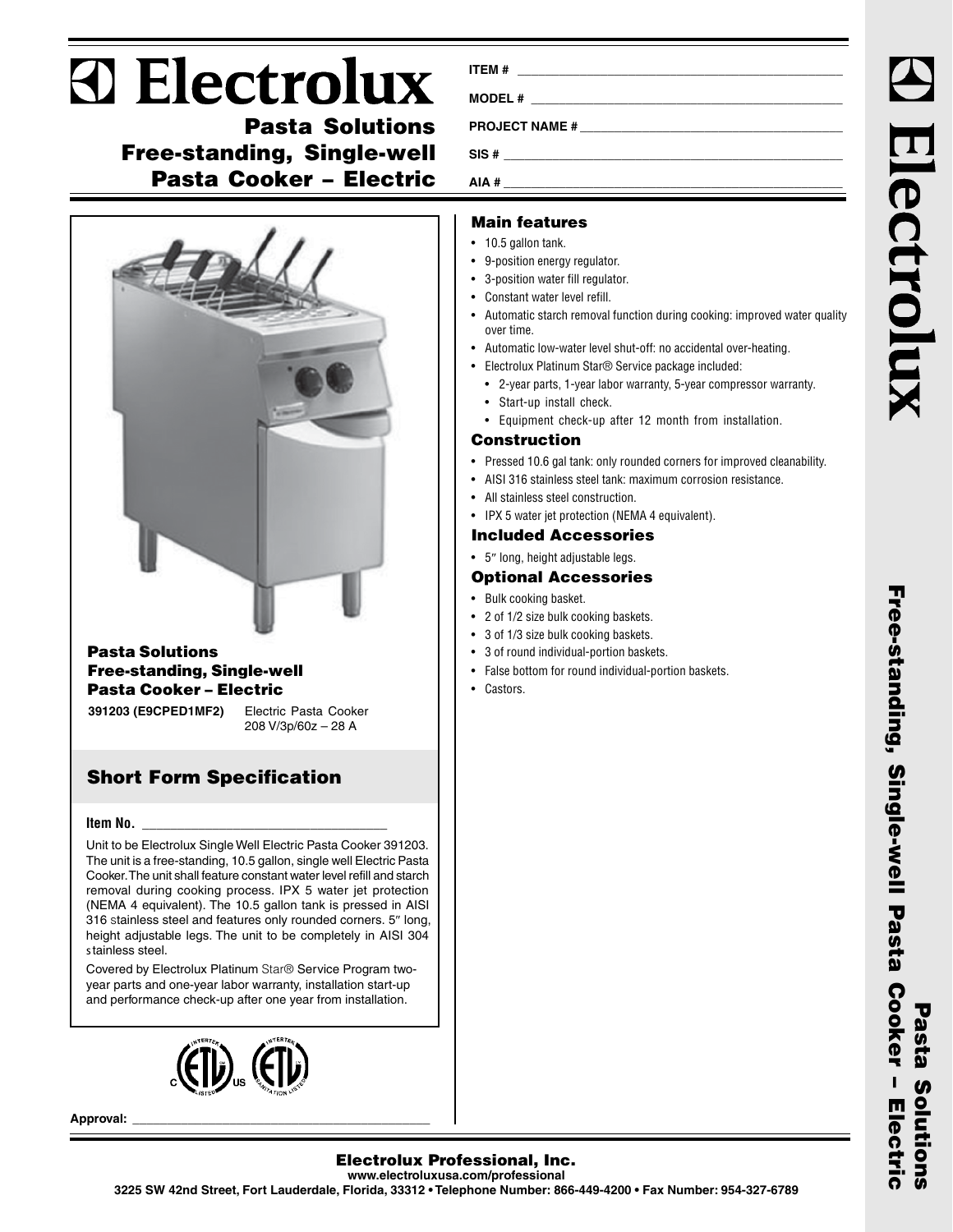# Electrolux

## Pasta Solutions
## Free-standing, Single-well Pasta Cooker – Electric

ITEM # ____________________

MODEL # ____________________

PROJECT NAME # ____________________

SIS # ____________________

AIA # ____________________

### Pasta Solutions Free-standing, Single-well Pasta Cooker – Electric

**391203 (E9CPED1MF2)** Electric Pasta Cooker 208 V/3p/60z – 28 A

## Short Form Specification

**Item No.** ____________________

Unit to be Electrolux Single Well Electric Pasta Cooker 391203. The unit is a free-standing, 10.5 gallon, single well Electric Pasta Cooker. The unit shall feature constant water level refill and starch removal during cooking process. IPX 5 water jet protection (NEMA 4 equivalent). The 10.5 gallon tank is pressed in AISI 316 stainless steel and features only rounded corners. 5″ long, height adjustable legs. The unit to be completely in AISI 304 stainless steel.

Covered by Electrolux Platinum Star® Service Program two-year parts and one-year labor warranty, installation start-up and performance check-up after one year from installation.

Approval: ____________________

### Main features

- 10.5 gallon tank.
- 9-position energy regulator.
- 3-position water fill regulator.
- Constant water level refill.
- Automatic starch removal function during cooking: improved water quality over time.
- Automatic low-water level shut-off: no accidental over-heating.
- Electrolux Platinum Star® Service package included:
  - 2-year parts, 1-year labor warranty, 5-year compressor warranty.
  - Start-up install check.
  - Equipment check-up after 12 month from installation.

### Construction

- Pressed 10.6 gal tank: only rounded corners for improved cleanability.
- AISI 316 stainless steel tank: maximum corrosion resistance.
- All stainless steel construction.
- IPX 5 water jet protection (NEMA 4 equivalent).

### Included Accessories

- 5″ long, height adjustable legs.

### Optional Accessories

- Bulk cooking basket.
- 2 of 1/2 size bulk cooking baskets.
- 3 of 1/3 size bulk cooking baskets.
- 3 of round individual-portion baskets.
- False bottom for round individual-portion baskets.
- Castors.

**Electrolux Professional, Inc.**
www.electroluxusa.com/professional
3225 SW 42nd Street, Fort Lauderdale, Florida, 33312 • Telephone Number: 866-449-4200 • Fax Number: 954-327-6789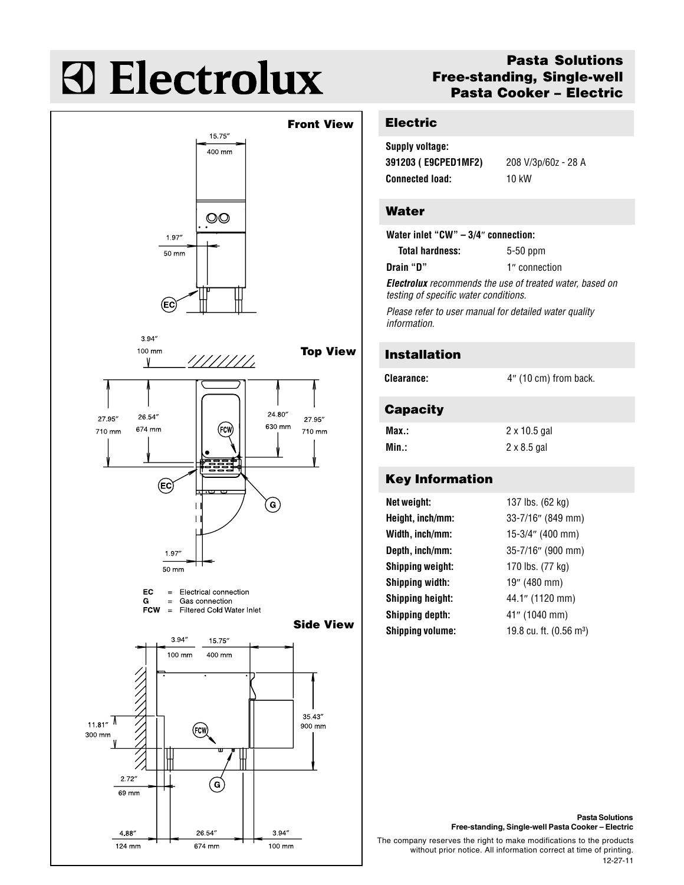# Electrolux

## Pasta Solutions Free-standing, Single-well Pasta Cooker – Electric

Front View

15.75″
400 mm

1.97″
50 mm

EC

Top View

3.94″
100 mm

27.95″
710 mm

26.54″
674 mm

FCW

24.80″
630 mm

27.95″
710 mm

EC

G

1.97″
50 mm

EC = Electrical connection
G = Gas connection
FCW = Filtered Cold Water Inlet

Side View

3.94″
100 mm

15.75″
400 mm

11.81″
300 mm

FCW

35.43″
900 mm

2.72″
69 mm

G

4.88″
124 mm

26.54″
674 mm

3.94″
100 mm

### Electric

| | |
|---|---|
| **Supply voltage:** | |
| **391203 ( E9CPED1MF2)** | 208 V/3p/60z - 28 A |
| **Connected load:** | 10 kW |

### Water

**Water inlet "CW" – 3/4″ connection:**

| | |
|---|---|
| **Total hardness:** | 5-50 ppm |
| **Drain "D"** | 1″ connection |

***Electrolux** recommends the use of treated water, based on testing of specific water conditions.*

*Please refer to user manual for detailed water quality information.*

### Installation

| | |
|---|---|
| **Clearance:** | 4″ (10 cm) from back. |

### Capacity

| | |
|---|---|
| **Max.:** | 2 x 10.5 gal |
| **Min.:** | 2 x 8.5 gal |

### Key Information

| | |
|---|---|
| **Net weight:** | 137 lbs. (62 kg) |
| **Height, inch/mm:** | 33-7/16″ (849 mm) |
| **Width, inch/mm:** | 15-3/4″ (400 mm) |
| **Depth, inch/mm:** | 35-7/16″ (900 mm) |
| **Shipping weight:** | 170 lbs. (77 kg) |
| **Shipping width:** | 19″ (480 mm) |
| **Shipping height:** | 44.1″ (1120 mm) |
| **Shipping depth:** | 41″ (1040 mm) |
| **Shipping volume:** | 19.8 cu. ft. (0.56 m³) |

The company reserves the right to make modifications to the products without prior notice. All information correct at time of printing.

12-27-11